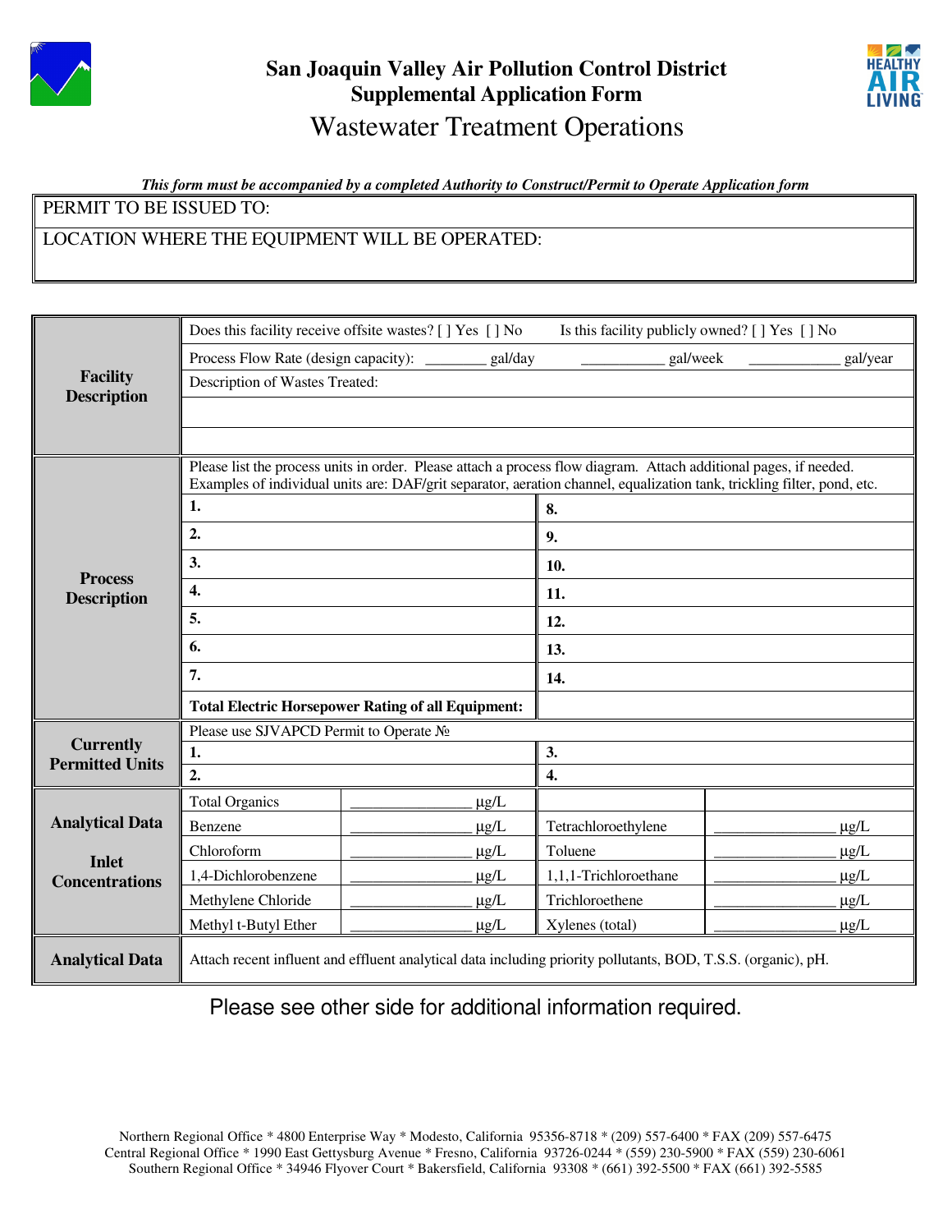# San Joaquin Valley Air Pollution Control District
## Supplemental Application Form
## Wastewater Treatment Operations

***This form must be accompanied by a completed Authority to Construct/Permit to Operate Application form***

| PERMIT TO BE ISSUED TO: |
|---|
| LOCATION WHERE THE EQUIPMENT WILL BE OPERATED: |

| | | | | |
|---|---|---|---|---|
| **Facility Description** | Does this facility receive offsite wastes? [ ] Yes [ ] No | | Is this facility publicly owned? [ ] Yes [ ] No | |
| | Process Flow Rate (design capacity): ________ gal/day | | ___________ gal/week ____________ gal/year | |
| | Description of Wastes Treated: | | | |
| | | | | |
| | | | | |
| **Process Description** | Please list the process units in order. Please attach a process flow diagram. Attach additional pages, if needed. Examples of individual units are: DAF/grit separator, aeration channel, equalization tank, trickling filter, pond, etc. | | | |
| | **1.** | | **8.** | |
| | **2.** | | **9.** | |
| | **3.** | | **10.** | |
| | **4.** | | **11.** | |
| | **5.** | | **12.** | |
| | **6.** | | **13.** | |
| | **7.** | | **14.** | |
| | **Total Electric Horsepower Rating of all Equipment:** | | | |
| **Currently Permitted Units** | Please use SJVAPCD Permit to Operate № | | | |
| | **1.** | | **3.** | |
| | **2.** | | **4.** | |
| **Analytical Data**<br><br>**Inlet Concentrations** | Total Organics | _______________ μg/L | | |
| | Benzene | _______________ μg/L | Tetrachloroethylene | _______________ μg/L |
| | Chloroform | _______________ μg/L | Toluene | _______________ μg/L |
| | 1,4-Dichlorobenzene | _______________ μg/L | 1,1,1-Trichloroethane | _______________ μg/L |
| | Methylene Chloride | _______________ μg/L | Trichloroethene | _______________ μg/L |
| | Methyl t-Butyl Ether | _______________ μg/L | Xylenes (total) | _______________ μg/L |
| **Analytical Data** | Attach recent influent and effluent analytical data including priority pollutants, BOD, T.S.S. (organic), pH. | | | |

Please see other side for additional information required.

Northern Regional Office * 4800 Enterprise Way * Modesto, California 95356-8718 * (209) 557-6400 * FAX (209) 557-6475
Central Regional Office * 1990 East Gettysburg Avenue * Fresno, California 93726-0244 * (559) 230-5900 * FAX (559) 230-6061
Southern Regional Office * 34946 Flyover Court * Bakersfield, California 93308 * (661) 392-5500 * FAX (661) 392-5585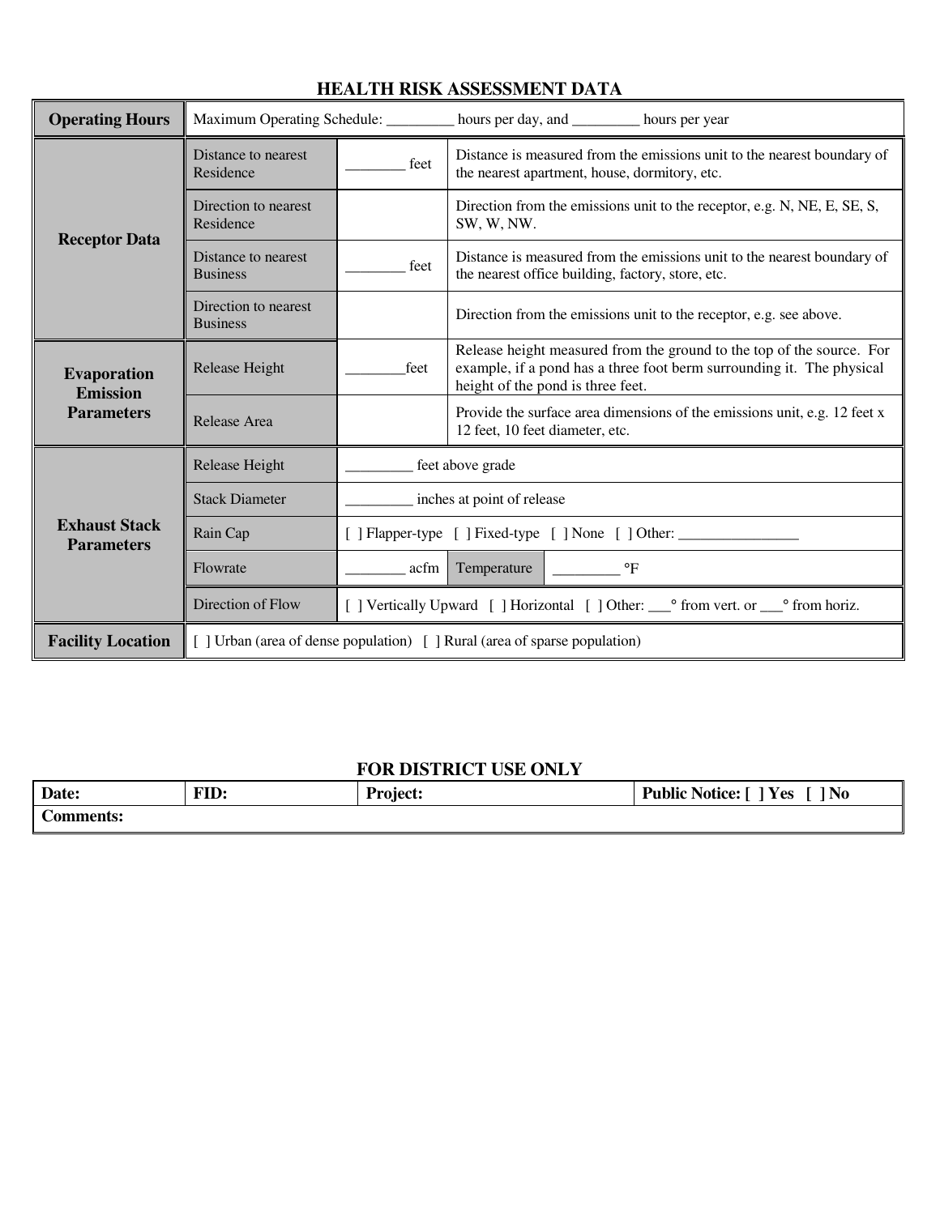## HEALTH RISK ASSESSMENT DATA

| | | | | |
|---|---|---|---|---|
| **Operating Hours** | Maximum Operating Schedule: _________ hours per day, and _________ hours per year | | | |
| **Receptor Data** | Distance to nearest Residence | ________ feet | Distance is measured from the emissions unit to the nearest boundary of the nearest apartment, house, dormitory, etc. | |
| | Direction to nearest Residence | | Direction from the emissions unit to the receptor, e.g. N, NE, E, SE, S, SW, W, NW. | |
| | Distance to nearest Business | ________ feet | Distance is measured from the emissions unit to the nearest boundary of the nearest office building, factory, store, etc. | |
| | Direction to nearest Business | | Direction from the emissions unit to the receptor, e.g. see above. | |
| **Evaporation Emission Parameters** | Release Height | ________feet | Release height measured from the ground to the top of the source. For example, if a pond has a three foot berm surrounding it. The physical height of the pond is three feet. | |
| | Release Area | | Provide the surface area dimensions of the emissions unit, e.g. 12 feet x 12 feet, 10 feet diameter, etc. | |
| **Exhaust Stack Parameters** | Release Height | _________ feet above grade | | |
| | Stack Diameter | _________ inches at point of release | | |
| | Rain Cap | [ ] Flapper-type [ ] Fixed-type [ ] None [ ] Other: ________________ | | |
| | Flowrate | ________ acfm | Temperature | _________ °F |
| | Direction of Flow | [ ] Vertically Upward [ ] Horizontal [ ] Other: ___° from vert. or ___° from horiz. | | |
| **Facility Location** | [ ] Urban (area of dense population) [ ] Rural (area of sparse population) | | | |

## FOR DISTRICT USE ONLY

| | | | |
|---|---|---|---|
| **Date:** | **FID:** | **Project:** | **Public Notice: [ ] Yes [ ] No** |
| **Comments:** | | | |